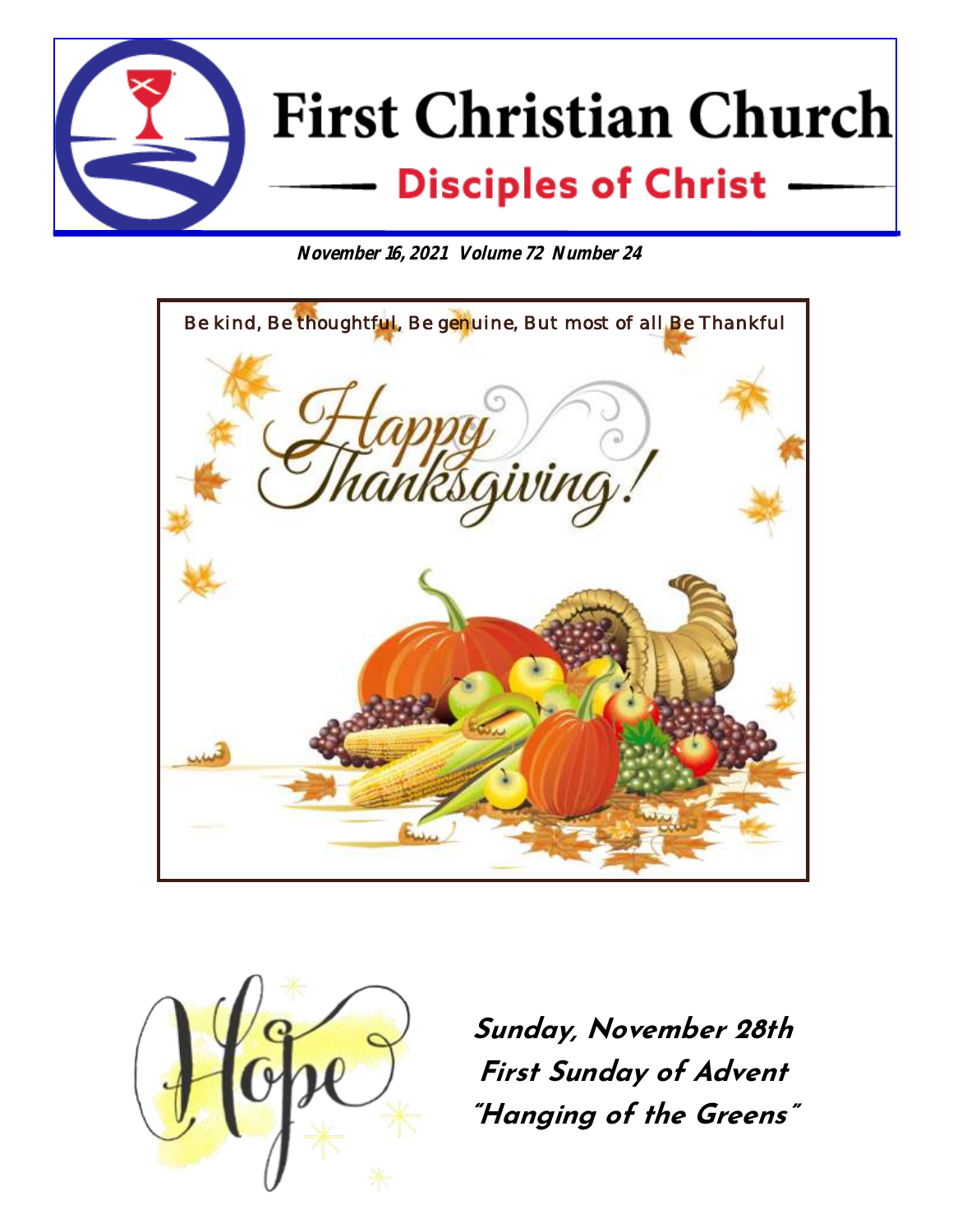# First Christian Church

## Disciples of Christ

***November 16, 2021 Volume 72 Number 24***

Be kind, Be thoughtful, Be genuine, But most of all Be Thankful

Happy Thanksgiving!

Hope

***Sunday, November 28th***
***First Sunday of Advent***
***"Hanging of the Greens"***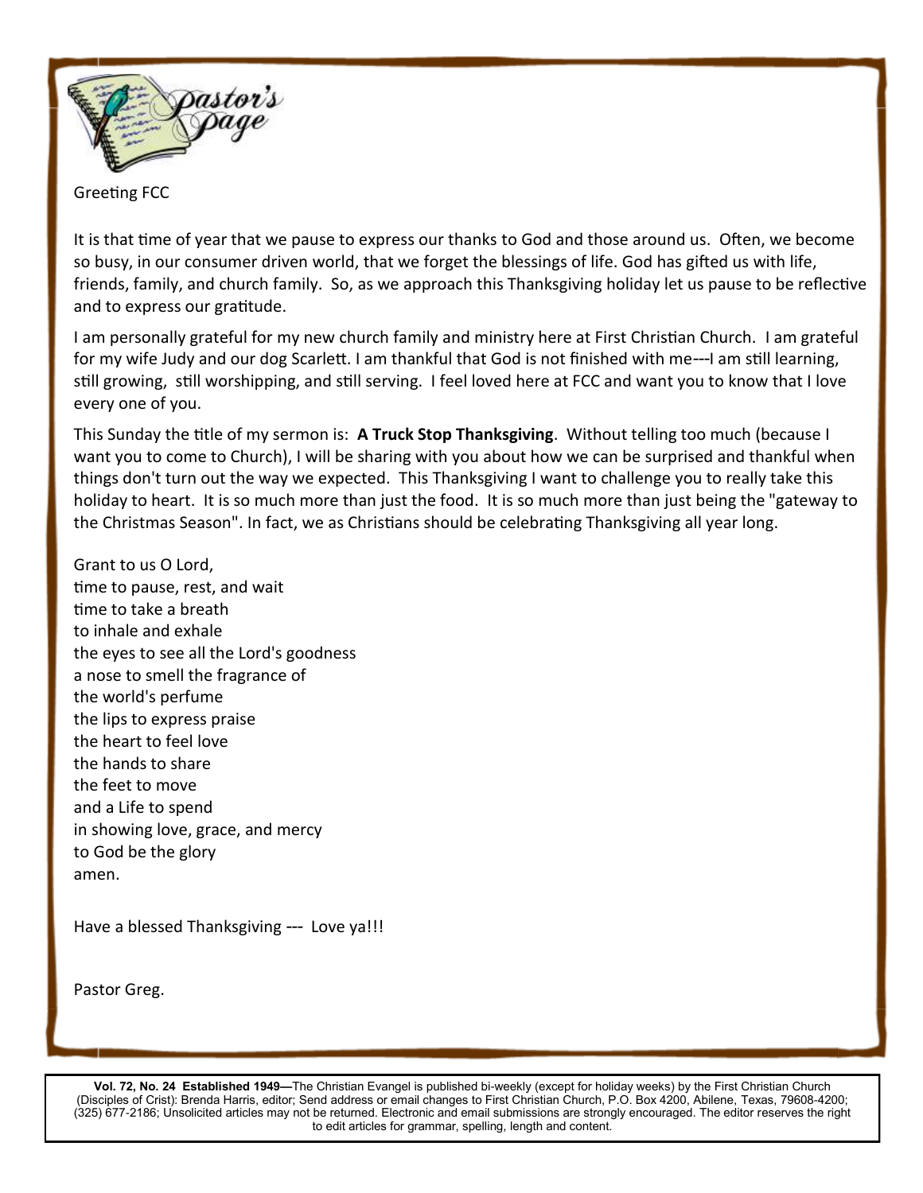# Pastor's Page

Greeting FCC

It is that time of year that we pause to express our thanks to God and those around us. Often, we become so busy, in our consumer driven world, that we forget the blessings of life. God has gifted us with life, friends, family, and church family. So, as we approach this Thanksgiving holiday let us pause to be reflective and to express our gratitude.

I am personally grateful for my new church family and ministry here at First Christian Church. I am grateful for my wife Judy and our dog Scarlett. I am thankful that God is not finished with me---I am still learning, still growing, still worshipping, and still serving. I feel loved here at FCC and want you to know that I love every one of you.

This Sunday the title of my sermon is: **A Truck Stop Thanksgiving**. Without telling too much (because I want you to come to Church), I will be sharing with you about how we can be surprised and thankful when things don't turn out the way we expected. This Thanksgiving I want to challenge you to really take this holiday to heart. It is so much more than just the food. It is so much more than just being the "gateway to the Christmas Season". In fact, we as Christians should be celebrating Thanksgiving all year long.

Grant to us O Lord,  
time to pause, rest, and wait  
time to take a breath  
to inhale and exhale  
the eyes to see all the Lord's goodness  
a nose to smell the fragrance of  
the world's perfume  
the lips to express praise  
the heart to feel love  
the hands to share  
the feet to move  
and a Life to spend  
in showing love, grace, and mercy  
to God be the glory  
amen.

Have a blessed Thanksgiving --- Love ya!!!

Pastor Greg.

**Vol. 72, No. 24 Established 1949—**The Christian Evangel is published bi-weekly (except for holiday weeks) by the First Christian Church (Disciples of Crist): Brenda Harris, editor; Send address or email changes to First Christian Church, P.O. Box 4200, Abilene, Texas, 79608-4200; (325) 677-2186; Unsolicited articles may not be returned. Electronic and email submissions are strongly encouraged. The editor reserves the right to edit articles for grammar, spelling, length and content.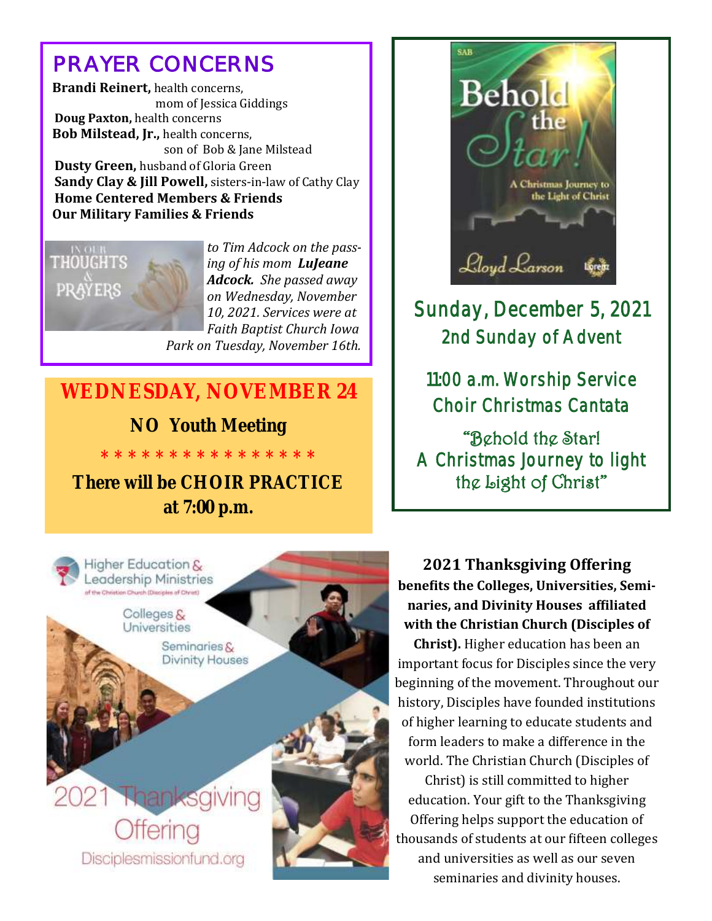## PRAYER CONCERNS

**Brandi Reinert,** health concerns, mom of Jessica Giddings
**Doug Paxton,** health concerns
**Bob Milstead, Jr.,** health concerns, son of Bob & Jane Milstead
**Dusty Green,** husband of Gloria Green
**Sandy Clay & Jill Powell,** sisters-in-law of Cathy Clay
**Home Centered Members & Friends**
**Our Military Families & Friends**

IN OUR THOUGHTS & PRAYERS

*to Tim Adcock on the passing of his mom **LuJeane Adcock.** She passed away on Wednesday, November 10, 2021. Services were at Faith Baptist Church Iowa Park on Tuesday, November 16th.*

## WEDNESDAY, NOVEMBER 24

**NO Youth Meeting**

\* \* \* \* \* \* \* \* \* \* \* \* \* \* \* \*

**There will be CHOIR PRACTICE at 7:00 p.m.**

SAB
Behold the Star!
A Christmas Journey to the Light of Christ
Lloyd Larson
Lorenz

## Sunday, December 5, 2021
### 2nd Sunday of Advent

11:00 a.m. Worship Service
Choir Christmas Cantata

"Behold the Star!
A Christmas Journey to light the Light of Christ"

Higher Education & Leadership Ministries of the Christian Church (Disciples of Christ)
Colleges & Universities
Seminaries & Divinity Houses
2021 Thanksgiving Offering
Disciplesmissionfund.org

### 2021 Thanksgiving Offering

**benefits the Colleges, Universities, Seminaries, and Divinity Houses affiliated with the Christian Church (Disciples of Christ).** Higher education has been an important focus for Disciples since the very beginning of the movement. Throughout our history, Disciples have founded institutions of higher learning to educate students and form leaders to make a difference in the world. The Christian Church (Disciples of Christ) is still committed to higher education. Your gift to the Thanksgiving Offering helps support the education of thousands of students at our fifteen colleges and universities as well as our seven seminaries and divinity houses.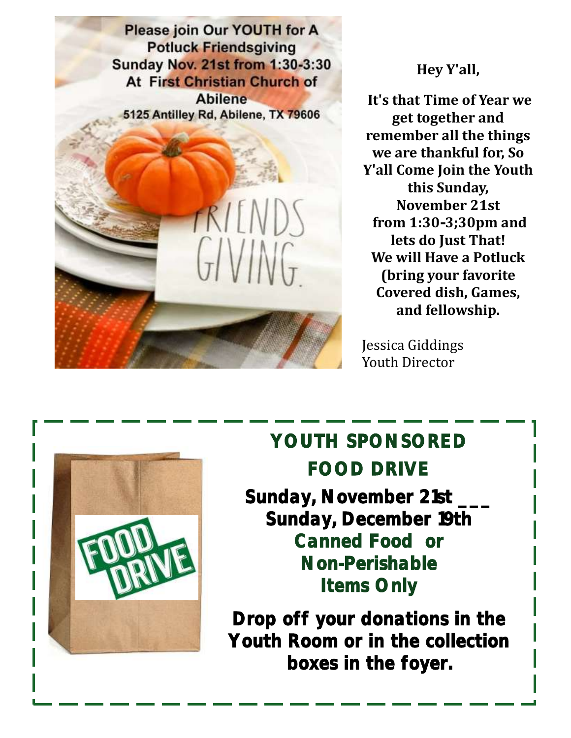Please join Our YOUTH for A Potluck Friendsgiving
Sunday Nov. 21st from 1:30-3:30
At First Christian Church of Abilene
5125 Antilley Rd, Abilene, TX 79606

FRIENDS GIVING.

**Hey Y'all,**

**It's that Time of Year we get together and remember all the things we are thankful for, So Y'all Come Join the Youth this Sunday, November 21st from 1:30-3;30pm and lets do Just That! We will Have a Potluck (bring your favorite Covered dish, Games, and fellowship.**

Jessica Giddings
Youth Director

## YOUTH SPONSORED FOOD DRIVE

FOOD DRIVE

**Sunday, November 21st ___ Sunday, December 19th**

**Canned Food or Non-Perishable Items Only**

**Drop off your donations in the Youth Room or in the collection boxes in the foyer.**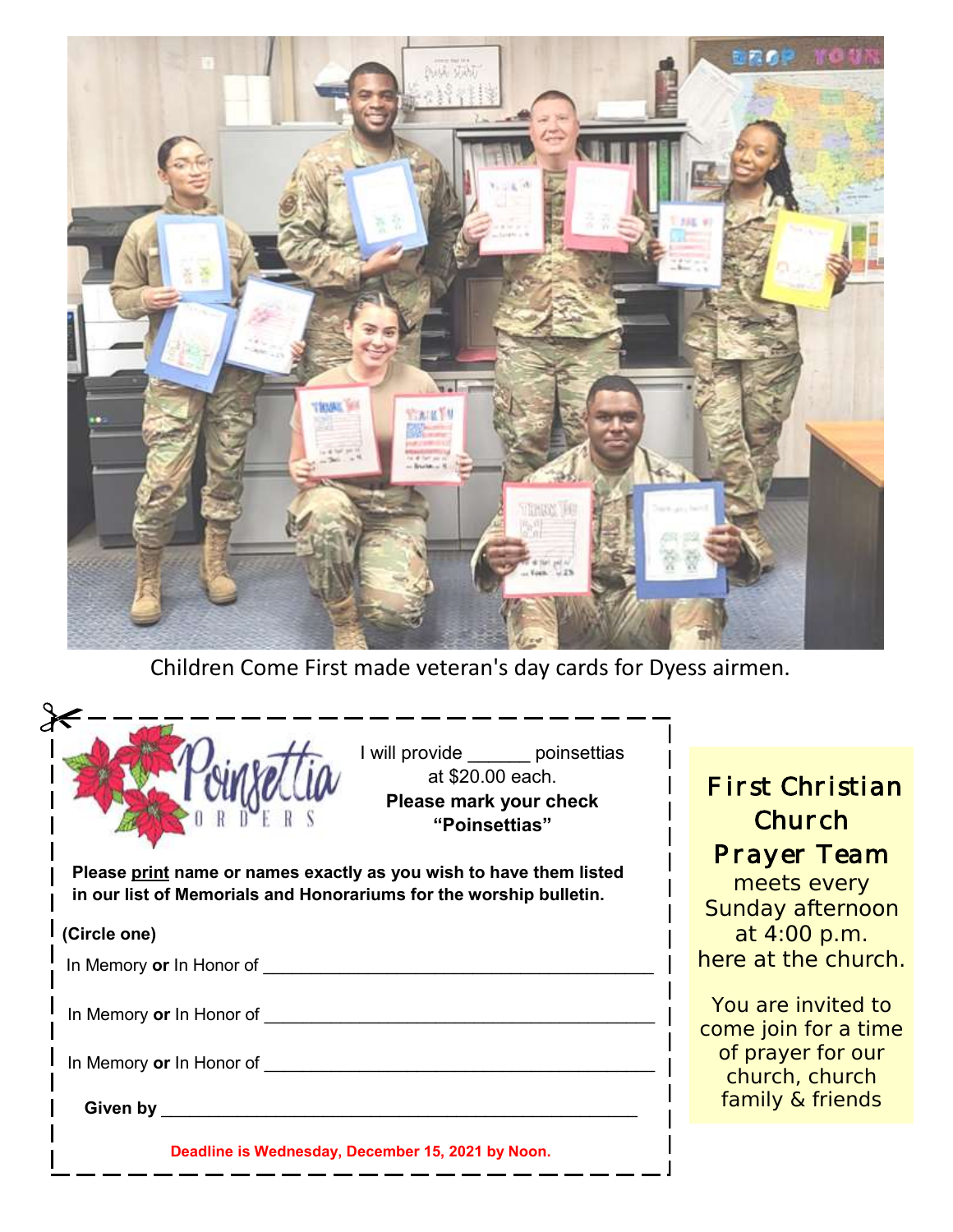Children Come First made veteran's day cards for Dyess airmen.

**Poinsettia ORDERS**

I will provide ______ poinsettias at $20.00 each.
**Please mark your check "Poinsettias"**

**Please print name or names exactly as you wish to have them listed in our list of Memorials and Honorariums for the worship bulletin.**

**(Circle one)**

In Memory **or** In Honor of ________________________________________

In Memory **or** In Honor of ________________________________________

In Memory **or** In Honor of ________________________________________

**Given by** ________________________________________________

**Deadline is Wednesday, December 15, 2021 by Noon.**

## First Christian Church Prayer Team

meets every Sunday afternoon at 4:00 p.m. here at the church.

You are invited to come join for a time of prayer for our church, church family & friends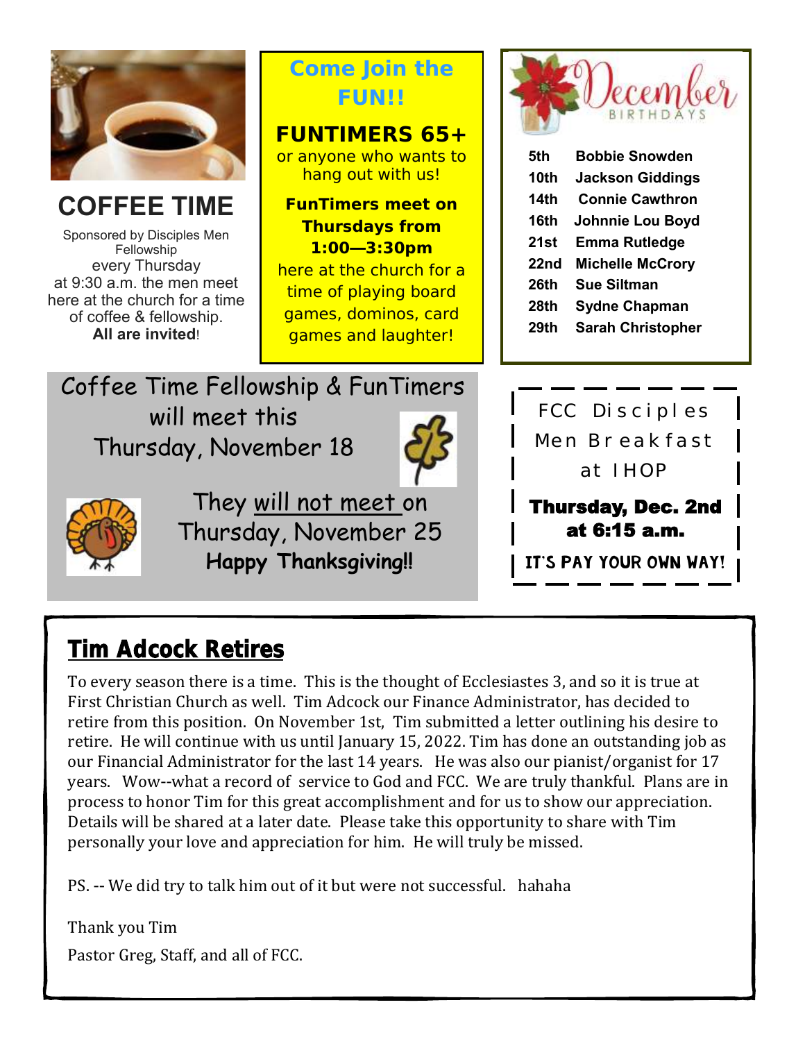## COFFEE TIME

Sponsored by Disciples Men Fellowship every Thursday at 9:30 a.m. the men meet here at the church for a time of coffee & fellowship. **All are invited**!

## Come Join the FUN!!

### FUNTIMERS 65+

or anyone who wants to hang out with us!

**FunTimers meet on Thursdays from 1:00—3:30pm** here at the church for a time of playing board games, dominos, card games and laughter!

## December BIRTHDAYS

| | |
|---|---|
| **5th** | **Bobbie Snowden** |
| **10th** | **Jackson Giddings** |
| **14th** | **Connie Cawthron** |
| **16th** | **Johnnie Lou Boyd** |
| **21st** | **Emma Rutledge** |
| **22nd** | **Michelle McCrory** |
| **26th** | **Sue Siltman** |
| **28th** | **Sydne Chapman** |
| **29th** | **Sarah Christopher** |

Coffee Time Fellowship & FunTimers will meet this Thursday, November 18

They will not meet on Thursday, November 25

**Happy Thanksgiving!!**

FCC Disciples Men Breakfast at IHOP

**Thursday, Dec. 2nd at 6:15 a.m.**

**IT'S PAY YOUR OWN WAY!**

## Tim Adcock Retires

To every season there is a time. This is the thought of Ecclesiastes 3, and so it is true at First Christian Church as well. Tim Adcock our Finance Administrator, has decided to retire from this position. On November 1st, Tim submitted a letter outlining his desire to retire. He will continue with us until January 15, 2022. Tim has done an outstanding job as our Financial Administrator for the last 14 years. He was also our pianist/organist for 17 years. Wow--what a record of service to God and FCC. We are truly thankful. Plans are in process to honor Tim for this great accomplishment and for us to show our appreciation. Details will be shared at a later date. Please take this opportunity to share with Tim personally your love and appreciation for him. He will truly be missed.

PS. -- We did try to talk him out of it but were not successful. hahaha

Thank you Tim

Pastor Greg, Staff, and all of FCC.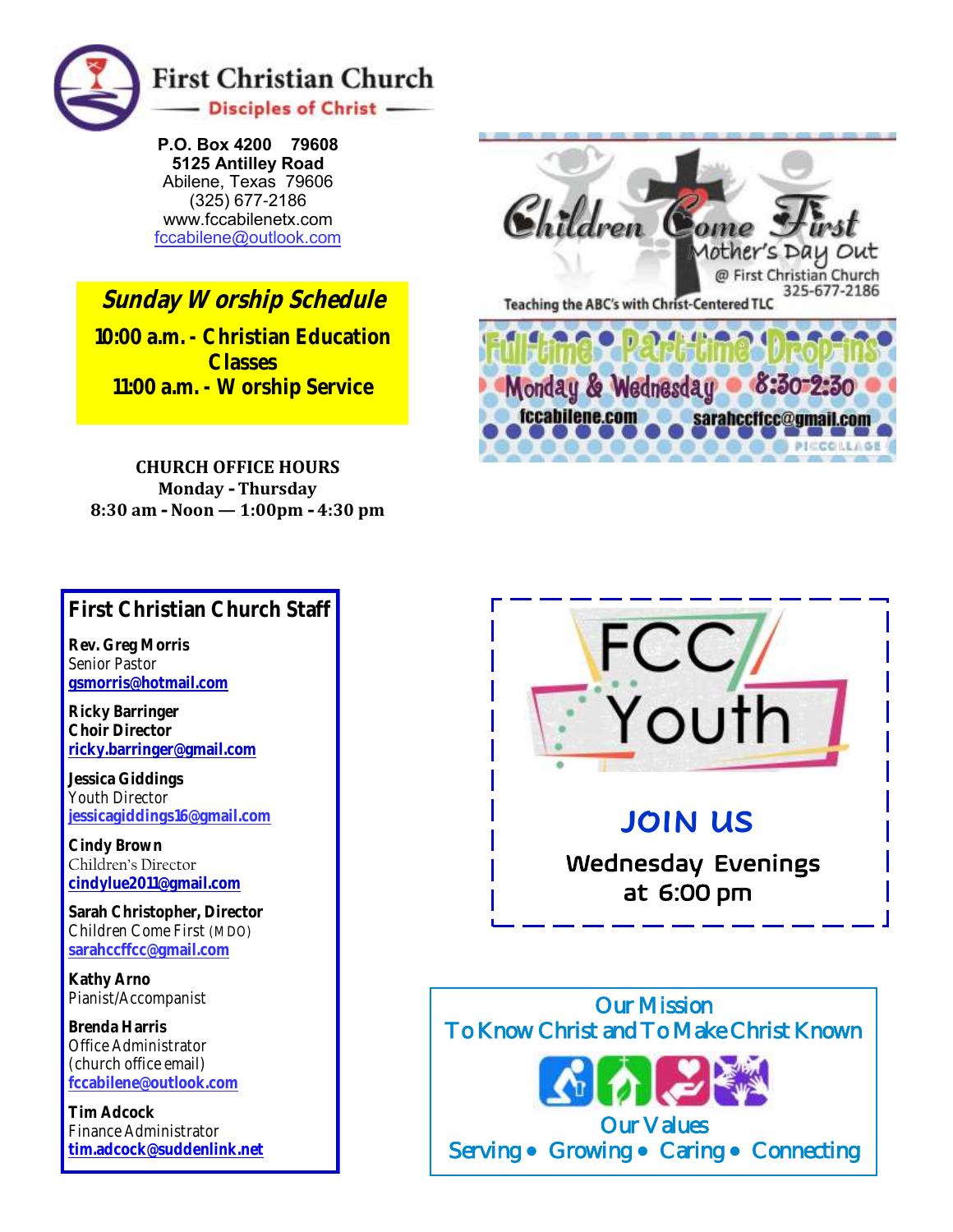# First Christian Church

**Disciples of Christ**

**P.O. Box 4200 79608**
**5125 Antilley Road**
Abilene, Texas 79606
(325) 677-2186
www.fccabilenetx.com
fccabilene@outlook.com

## Sunday Worship Schedule

**10:00 a.m. - Christian Education Classes**
**11:00 a.m. - Worship Service**

**CHURCH OFFICE HOURS**
**Monday - Thursday**
**8:30 am - Noon — 1:00pm - 4:30 pm**

Children Come First
Mother's Day Out
@ First Christian Church
325-677-2186
Teaching the ABC's with Christ-Centered TLC

Full-time • Part-time • Drop-ins
Monday & Wednesday • 8:30-2:30
fccabilene.com sarahccffcc@gmail.com

## First Christian Church Staff

**Rev. Greg Morris**
Senior Pastor
gsmorris@hotmail.com

**Ricky Barringer**
**Choir Director**
ricky.barringer@gmail.com

**Jessica Giddings**
Youth Director
jessicagiddings16@gmail.com

**Cindy Brown**
Children's Director
cindylue2011@gmail.com

**Sarah Christopher, Director**
Children Come First (MDO)
sarahccffcc@gmail.com

**Kathy Arno**
Pianist/Accompanist

**Brenda Harris**
Office Administrator
(church office email)
fccabilene@outlook.com

**Tim Adcock**
Finance Administrator
tim.adcock@suddenlink.net

FCC Youth

**JOIN US**

Wednesday Evenings at 6:00 pm

Our Mission
To Know Christ and To Make Christ Known

Our Values
Serving • Growing • Caring • Connecting